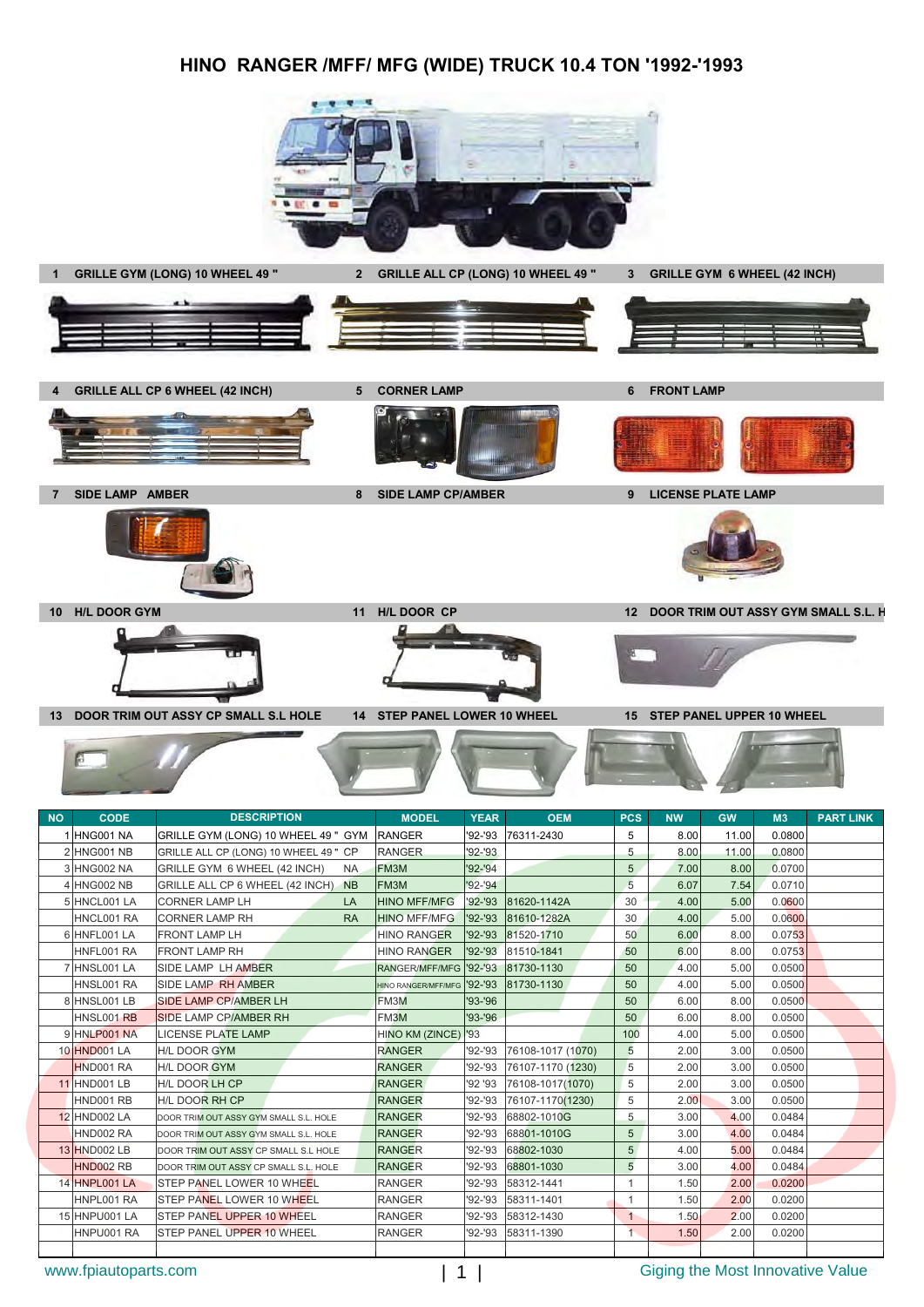# HINO RANGER /MFF/ MFG (WIDE) TRUCK 10.4 TON '1992-'1993

1 GRILLE GYM (LONG) 10 WHEEL 49 "

2 GRILLE ALL CP (LONG) 10 WHEEL 49 "

3 GRILLE GYM 6 WHEEL (42 INCH)

4 GRILLE ALL CP 6 WHEEL (42 INCH)

5 CORNER LAMP

6 FRONT LAMP

7 SIDE LAMP AMBER

8 SIDE LAMP CP/AMBER

9 LICENSE PLATE LAMP

10 H/L DOOR GYM

11 H/L DOOR CP

12 DOOR TRIM OUT ASSY GYM SMALL S.L. H

13 DOOR TRIM OUT ASSY CP SMALL S.L HOLE

14 STEP PANEL LOWER 10 WHEEL

15 STEP PANEL UPPER 10 WHEEL

| NO | CODE | DESCRIPTION | | MODEL | YEAR | OEM | PCS | NW | GW | M3 | PART LINK |
|---|---|---|---|---|---|---|---|---|---|---|---|
| 1 | HNG001 NA | GRILLE GYM (LONG) 10 WHEEL 49 " | GYM | RANGER | '92-'93 | 76311-2430 | 5 | 8.00 | 11.00 | 0.0800 | |
| 2 | HNG001 NB | GRILLE ALL CP (LONG) 10 WHEEL 49 " | CP | RANGER | '92-'93 | | 5 | 8.00 | 11.00 | 0.0800 | |
| 3 | HNG002 NA | GRILLE GYM 6 WHEEL (42 INCH) | NA | FM3M | '92-'94 | | 5 | 7.00 | 8.00 | 0.0700 | |
| 4 | HNG002 NB | GRILLE ALL CP 6 WHEEL (42 INCH) | NB | FM3M | '92-'94 | | 5 | 6.07 | 7.54 | 0.0710 | |
| 5 | HNCL001 LA | CORNER LAMP LH | LA | HINO MFF/MFG | '92-'93 | 81620-1142A | 30 | 4.00 | 5.00 | 0.0600 | |
| | HNCL001 RA | CORNER LAMP RH | RA | HINO MFF/MFG | '92-'93 | 81610-1282A | 30 | 4.00 | 5.00 | 0.0600 | |
| 6 | HNFL001 LA | FRONT LAMP LH | | HINO RANGER | '92-'93 | 81520-1710 | 50 | 6.00 | 8.00 | 0.0753 | |
| | HNFL001 RA | FRONT LAMP RH | | HINO RANGER | '92-'93 | 81510-1841 | 50 | 6.00 | 8.00 | 0.0753 | |
| 7 | HNSL001 LA | SIDE LAMP LH AMBER | | RANGER/MFF/MFG | '92-'93 | 81730-1130 | 50 | 4.00 | 5.00 | 0.0500 | |
| | HNSL001 RA | SIDE LAMP RH AMBER | | HINO RANGER/MFF/MFG | '92-'93 | 81730-1130 | 50 | 4.00 | 5.00 | 0.0500 | |
| 8 | HNSL001 LB | SIDE LAMP CP/AMBER LH | | FM3M | '93-'96 | | 50 | 6.00 | 8.00 | 0.0500 | |
| | HNSL001 RB | SIDE LAMP CP/AMBER RH | | FM3M | '93-'96 | | 50 | 6.00 | 8.00 | 0.0500 | |
| 9 | HNLP001 NA | LICENSE PLATE LAMP | | HINO KM (ZINCE) | '93 | | 100 | 4.00 | 5.00 | 0.0500 | |
| 10 | HND001 LA | H/L DOOR GYM | | RANGER | '92-'93 | 76108-1017 (1070) | 5 | 2.00 | 3.00 | 0.0500 | |
| | HND001 RA | H/L DOOR GYM | | RANGER | '92-'93 | 76107-1170 (1230) | 5 | 2.00 | 3.00 | 0.0500 | |
| 11 | HND001 LB | H/L DOOR LH CP | | RANGER | '92 '93 | 76108-1017(1070) | 5 | 2.00 | 3.00 | 0.0500 | |
| | HND001 RB | H/L DOOR RH CP | | RANGER | '92-'93 | 76107-1170(1230) | 5 | 2.00 | 3.00 | 0.0500 | |
| 12 | HND002 LA | DOOR TRIM OUT ASSY GYM SMALL S.L. HOLE | | RANGER | '92-'93 | 68802-1010G | 5 | 3.00 | 4.00 | 0.0484 | |
| | HND002 RA | DOOR TRIM OUT ASSY GYM SMALL S.L. HOLE | | RANGER | '92-'93 | 68801-1010G | 5 | 3.00 | 4.00 | 0.0484 | |
| 13 | HND002 LB | DOOR TRIM OUT ASSY CP SMALL S.L HOLE | | RANGER | '92-'93 | 68802-1030 | 5 | 4.00 | 5.00 | 0.0484 | |
| | HND002 RB | DOOR TRIM OUT ASSY CP SMALL S.L HOLE | | RANGER | '92-'93 | 68801-1030 | 5 | 3.00 | 4.00 | 0.0484 | |
| 14 | HNPL001 LA | STEP PANEL LOWER 10 WHEEL | | RANGER | '92-'93 | 58312-1441 | 1 | 1.50 | 2.00 | 0.0200 | |
| | HNPL001 RA | STEP PANEL LOWER 10 WHEEL | | RANGER | '92-'93 | 58311-1401 | 1 | 1.50 | 2.00 | 0.0200 | |
| 15 | HNPU001 LA | STEP PANEL UPPER 10 WHEEL | | RANGER | '92-'93 | 58312-1430 | 1 | 1.50 | 2.00 | 0.0200 | |
| | HNPU001 RA | STEP PANEL UPPER 10 WHEEL | | RANGER | '92-'93 | 58311-1390 | 1 | 1.50 | 2.00 | 0.0200 | |

www.fpiautoparts.com

Giging the Most Innovative Value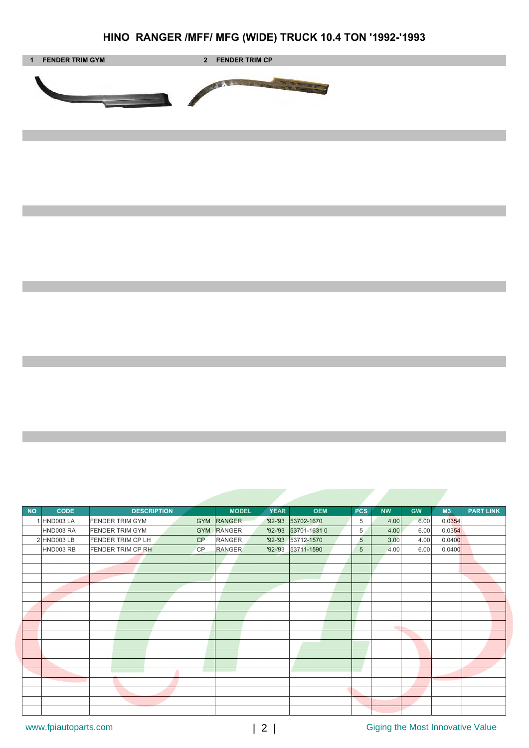# HINO RANGER /MFF/ MFG (WIDE) TRUCK 10.4 TON '1992-'1993

**1 FENDER TRIM GYM** **2 FENDER TRIM CP**

| NO | CODE | DESCRIPTION | | MODEL | YEAR | OEM | PCS | NW | GW | M3 | PART LINK |
|---|---|---|---|---|---|---|---|---|---|---|---|
| 1 | HND003 LA | FENDER TRIM GYM | GYM | RANGER | '92-'93 | 53702-1670 | 5 | 4.00 | 6.00 | 0.0354 | |
| | HND003 RA | FENDER TRIM GYM | GYM | RANGER | '92-'93 | 53701-1631 0 | 5 | 4.00 | 6.00 | 0.0354 | |
| 2 | HND003 LB | FENDER TRIM CP LH | CP | RANGER | '92-'93 | 53712-1570 | 5 | 3.00 | 4.00 | 0.0400 | |
| | HND003 RB | FENDER TRIM CP RH | CP | RANGER | '92-'93 | 53711-1590 | 5 | 4.00 | 6.00 | 0.0400 | |

www.fpiautoparts.com

Giging the Most Innovative Value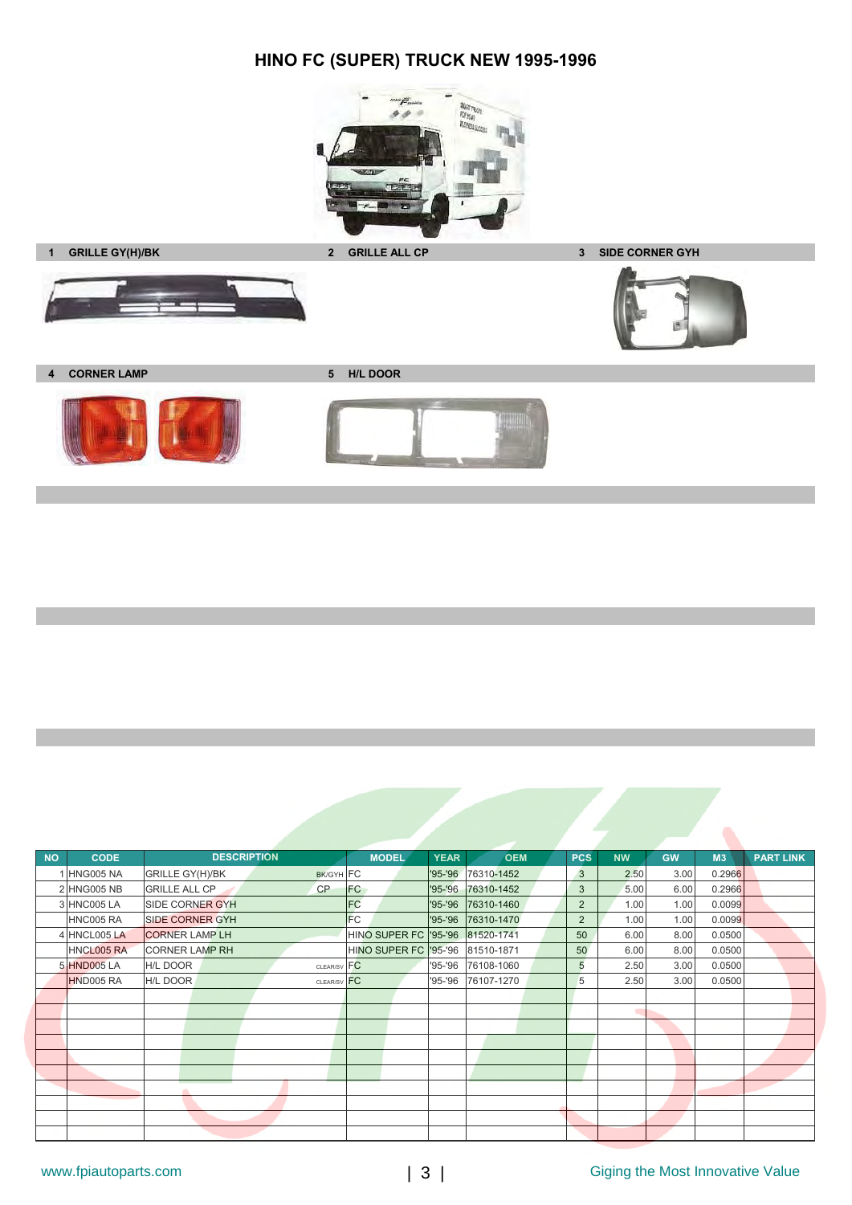# HINO FC (SUPER) TRUCK NEW 1995-1996

**1 GRILLE GY(H)/BK**

**2 GRILLE ALL CP**

**3 SIDE CORNER GYH**

**4 CORNER LAMP**

**5 H/L DOOR**

| NO | CODE | DESCRIPTION | | MODEL | YEAR | OEM | PCS | NW | GW | M3 | PART LINK |
|---|---|---|---|---|---|---|---|---|---|---|---|
| 1 | HNG005 NA | GRILLE GY(H)/BK | BK/GYH | FC | '95-'96 | 76310-1452 | 3 | 2.50 | 3.00 | 0.2966 | |
| 2 | HNG005 NB | GRILLE ALL CP | CP | FC | '95-'96 | 76310-1452 | 3 | 5.00 | 6.00 | 0.2966 | |
| 3 | HNC005 LA | SIDE CORNER GYH | | FC | '95-'96 | 76310-1460 | 2 | 1.00 | 1.00 | 0.0099 | |
| | HNC005 RA | SIDE CORNER GYH | | FC | '95-'96 | 76310-1470 | 2 | 1.00 | 1.00 | 0.0099 | |
| 4 | HNCL005 LA | CORNER LAMP LH | | HINO SUPER FC | '95-'96 | 81520-1741 | 50 | 6.00 | 8.00 | 0.0500 | |
| | HNCL005 RA | CORNER LAMP RH | | HINO SUPER FC | '95-'96 | 81510-1871 | 50 | 6.00 | 8.00 | 0.0500 | |
| 5 | HND005 LA | H/L DOOR | CLEAR/SV | FC | '95-'96 | 76108-1060 | 5 | 2.50 | 3.00 | 0.0500 | |
| | HND005 RA | H/L DOOR | CLEAR/SV | FC | '95-'96 | 76107-1270 | 5 | 2.50 | 3.00 | 0.0500 | |

www.fpiautoparts.com

Giging the Most Innovative Value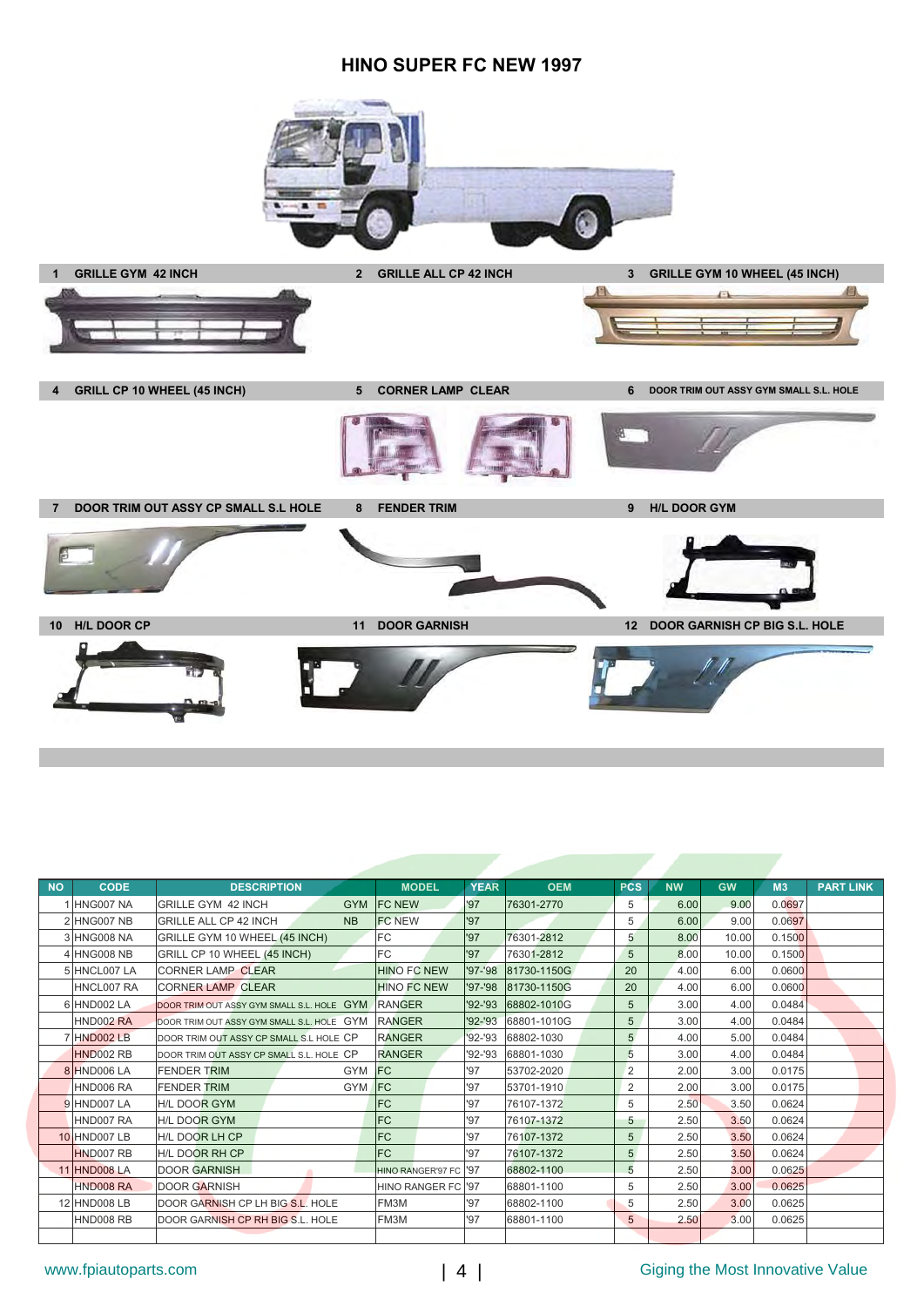# HINO SUPER FC NEW 1997

1 GRILLE GYM 42 INCH

2 GRILLE ALL CP 42 INCH

3 GRILLE GYM 10 WHEEL (45 INCH)

4 GRILL CP 10 WHEEL (45 INCH)

5 CORNER LAMP CLEAR

6 DOOR TRIM OUT ASSY GYM SMALL S.L. HOLE

7 DOOR TRIM OUT ASSY CP SMALL S.L HOLE

8 FENDER TRIM

9 H/L DOOR GYM

10 H/L DOOR CP

11 DOOR GARNISH

12 DOOR GARNISH CP BIG S.L. HOLE

| NO | CODE | DESCRIPTION | | MODEL | YEAR | OEM | PCS | NW | GW | M3 | PART LINK |
|---|---|---|---|---|---|---|---|---|---|---|---|
| 1 | HNG007 NA | GRILLE GYM 42 INCH | GYM | FC NEW | '97 | 76301-2770 | 5 | 6.00 | 9.00 | 0.0697 | |
| 2 | HNG007 NB | GRILLE ALL CP 42 INCH | NB | FC NEW | '97 | | 5 | 6.00 | 9.00 | 0.0697 | |
| 3 | HNG008 NA | GRILLE GYM 10 WHEEL (45 INCH) | | FC | '97 | 76301-2812 | 5 | 8.00 | 10.00 | 0.1500 | |
| 4 | HNG008 NB | GRILL CP 10 WHEEL (45 INCH) | | FC | '97 | 76301-2812 | 5 | 8.00 | 10.00 | 0.1500 | |
| 5 | HNCL007 LA | CORNER LAMP CLEAR | | HINO FC NEW | '97-'98 | 81730-1150G | 20 | 4.00 | 6.00 | 0.0600 | |
| | HNCL007 RA | CORNER LAMP CLEAR | | HINO FC NEW | '97-'98 | 81730-1150G | 20 | 4.00 | 6.00 | 0.0600 | |
| 6 | HND002 LA | DOOR TRIM OUT ASSY GYM SMALL S.L. HOLE | GYM | RANGER | '92-'93 | 68802-1010G | 5 | 3.00 | 4.00 | 0.0484 | |
| | HND002 RA | DOOR TRIM OUT ASSY GYM SMALL S.L. HOLE | GYM | RANGER | '92-'93 | 68801-1010G | 5 | 3.00 | 4.00 | 0.0484 | |
| 7 | HND002 LB | DOOR TRIM OUT ASSY CP SMALL S.L HOLE | CP | RANGER | '92-'93 | 68802-1030 | 5 | 4.00 | 5.00 | 0.0484 | |
| | HND002 RB | DOOR TRIM OUT ASSY CP SMALL S.L. HOLE | CP | RANGER | '92-'93 | 68801-1030 | 5 | 3.00 | 4.00 | 0.0484 | |
| 8 | HND006 LA | FENDER TRIM | GYM | FC | '97 | 53702-2020 | 2 | 2.00 | 3.00 | 0.0175 | |
| | HND006 RA | FENDER TRIM | GYM | FC | '97 | 53701-1910 | 2 | 2.00 | 3.00 | 0.0175 | |
| 9 | HND007 LA | H/L DOOR GYM | | FC | '97 | 76107-1372 | 5 | 2.50 | 3.50 | 0.0624 | |
| | HND007 RA | H/L DOOR GYM | | FC | '97 | 76107-1372 | 5 | 2.50 | 3.50 | 0.0624 | |
| 10 | HND007 LB | H/L DOOR LH CP | | FC | '97 | 76107-1372 | 5 | 2.50 | 3.50 | 0.0624 | |
| | HND007 RB | H/L DOOR RH CP | | FC | '97 | 76107-1372 | 5 | 2.50 | 3.50 | 0.0624 | |
| 11 | HND008 LA | DOOR GARNISH | | HINO RANGER'97 FC | '97 | 68802-1100 | 5 | 2.50 | 3.00 | 0.0625 | |
| | HND008 RA | DOOR GARNISH | | HINO RANGER FC | '97 | 68801-1100 | 5 | 2.50 | 3.00 | 0.0625 | |
| 12 | HND008 LB | DOOR GARNISH CP LH BIG S.L. HOLE | | FM3M | '97 | 68802-1100 | 5 | 2.50 | 3.00 | 0.0625 | |
| | HND008 RB | DOOR GARNISH CP RH BIG S.L. HOLE | | FM3M | '97 | 68801-1100 | 5 | 2.50 | 3.00 | 0.0625 | |

www.fpiautoparts.com

Giging the Most Innovative Value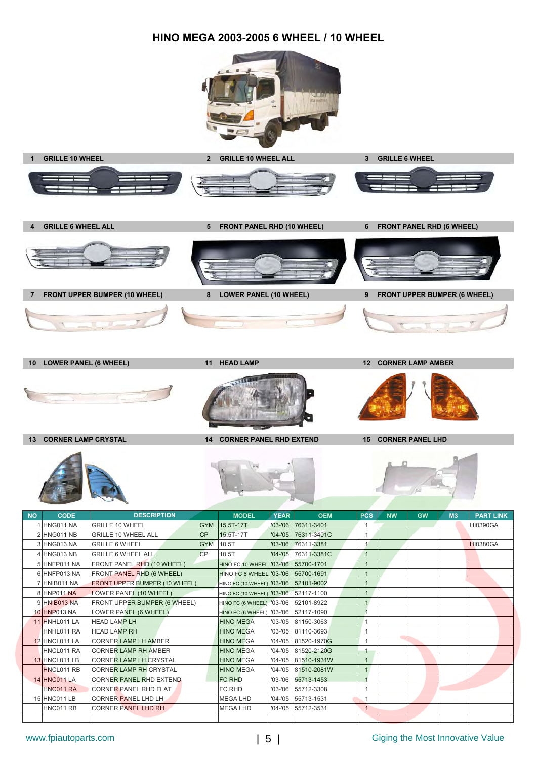# HINO MEGA 2003-2005 6 WHEEL / 10 WHEEL

1 GRILLE 10 WHEEL

2 GRILLE 10 WHEEL ALL

3 GRILLE 6 WHEEL

4 GRILLE 6 WHEEL ALL

5 FRONT PANEL RHD (10 WHEEL)

6 FRONT PANEL RHD (6 WHEEL)

7 FRONT UPPER BUMPER (10 WHEEL)

8 LOWER PANEL (10 WHEEL)

9 FRONT UPPER BUMPER (6 WHEEL)

10 LOWER PANEL (6 WHEEL)

11 HEAD LAMP

12 CORNER LAMP AMBER

13 CORNER LAMP CRYSTAL

14 CORNER PANEL RHD EXTEND

15 CORNER PANEL LHD

| NO | CODE | DESCRIPTION | | MODEL | YEAR | OEM | PCS | NW | GW | M3 | PART LINK |
|---|---|---|---|---|---|---|---|---|---|---|---|
| 1 | HNG011 NA | GRILLE 10 WHEEL | GYM | 15.5T-17T | '03-'06 | 76311-3401 | 1 | | | | HI0390GA |
| 2 | HNG011 NB | GRILLE 10 WHEEL ALL | CP | 15.5T-17T | '04-'05 | 76311-3401C | 1 | | | | |
| 3 | HNG013 NA | GRILLE 6 WHEEL | GYM | 10.5T | '03-'06 | 76311-3381 | 1 | | | | HI0380GA |
| 4 | HNG013 NB | GRILLE 6 WHEEL ALL | CP | 10.5T | '04-'05 | 76311-3381C | 1 | | | | |
| 5 | HNFP011 NA | FRONT PANEL RHD (10 WHEEL) | | HINO FC 10 WHEEL | '03-'06 | 55700-1701 | 1 | | | | |
| 6 | HNFP013 NA | FRONT PANEL RHD (6 WHEEL) | | HINO FC 6 WHEEL | '03-'06 | 55700-1691 | 1 | | | | |
| 7 | HNIB011 NA | FRONT UPPER BUMPER (10 WHEEL) | | HINO FC (10 WHEEL) | '03-'06 | 52101-9002 | 1 | | | | |
| 8 | HNP011 NA | LOWER PANEL (10 WHEEL) | | HINO FC (10 WHEEL) | '03-'06 | 52117-1100 | 1 | | | | |
| 9 | HNIB013 NA | FRONT UPPER BUMPER (6 WHEEL) | | HINO FC (6 WHEEL) | '03-'06 | 52101-8922 | 1 | | | | |
| 10 | HNP013 NA | LOWER PANEL (6 WHEEL) | | HINO FC (6 WHEEL) | '03-'06 | 52117-1090 | 1 | | | | |
| 11 | HNHL011 LA | HEAD LAMP LH | | HINO MEGA | '03-'05 | 81150-3063 | 1 | | | | |
| | HNHL011 RA | HEAD LAMP RH | | HINO MEGA | '03-'05 | 81110-3693 | 1 | | | | |
| 12 | HNCL011 LA | CORNER LAMP LH AMBER | | HINO MEGA | '04-'05 | 81520-1970G | 1 | | | | |
| | HNCL011 RA | CORNER LAMP RH AMBER | | HINO MEGA | '04-'05 | 81520-2120G | 1 | | | | |
| 13 | HNCL011 LB | CORNER LAMP LH CRYSTAL | | HINO MEGA | '04-'05 | 81510-1931W | 1 | | | | |
| | HNCL011 RB | CORNER LAMP RH CRYSTAL | | HINO MEGA | '04-'05 | 81510-2081W | 1 | | | | |
| 14 | HNC011 LA | CORNER PANEL RHD EXTEND | | FC RHD | '03-'06 | 55713-1453 | 1 | | | | |
| | HNC011 RA | CORNER PANEL RHD FLAT | | FC RHD | '03-'06 | 55712-3308 | 1 | | | | |
| 15 | HNC011 LB | CORNER PANEL LHD LH | | MEGA LHD | '04-'05 | 55713-1531 | 1 | | | | |
| | HNC011 RB | CORNER PANEL LHD RH | | MEGA LHD | '04-'05 | 55712-3531 | 1 | | | | |

www.fpiautoparts.com

Giging the Most Innovative Value